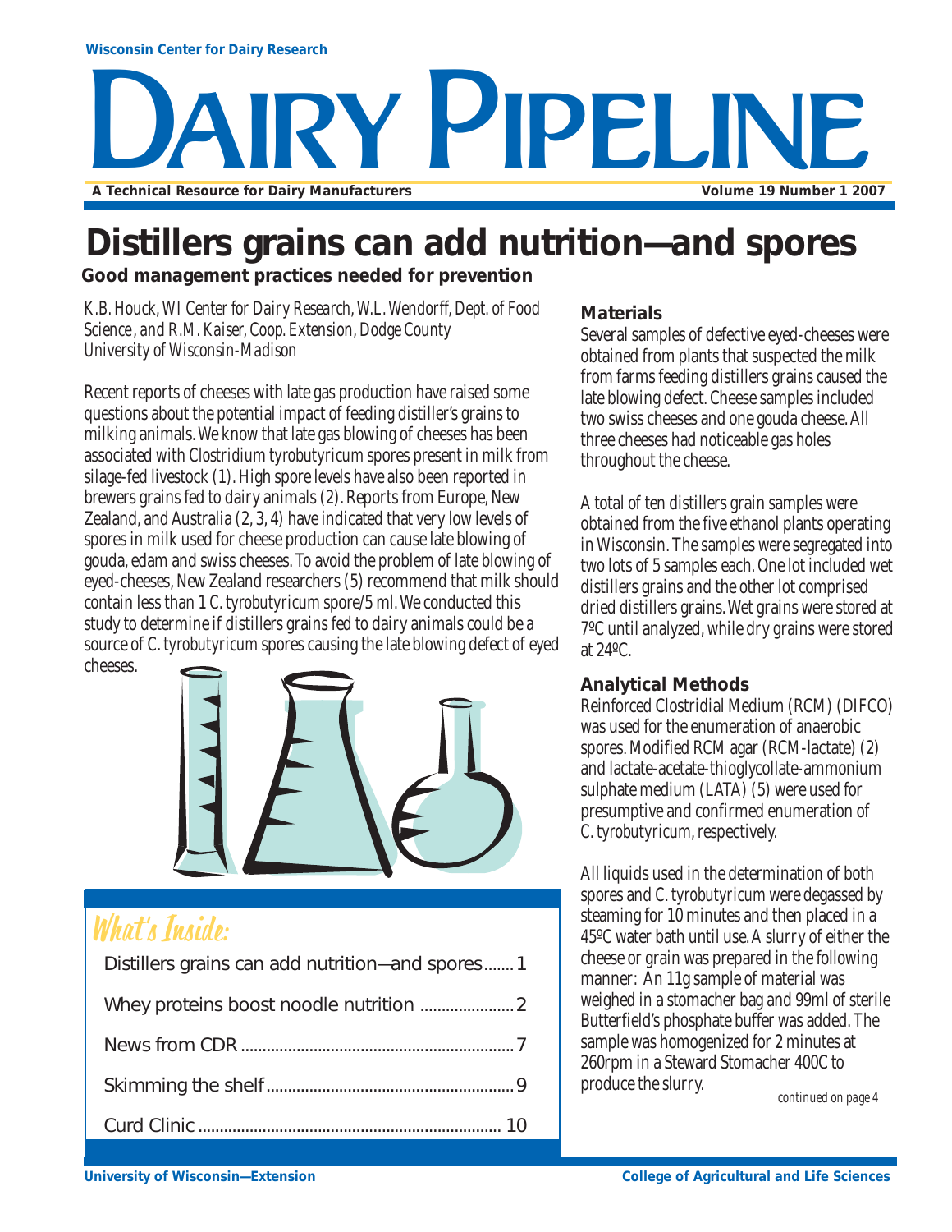Wisconsin Center for Dairy Research

# DAIRY PIPELINE

**A Technical Resource for Dairy Manufacturers** — **Volume 19 Number 1 2007**

# Distillers grains can add nutrition—and spores

**Good management practices needed for prevention**

*K.B. Houck, WI Center for Dairy Research, W.L. Wendorff, Dept. of Food Science, and R.M. Kaiser, Coop. Extension, Dodge County University of Wisconsin-Madison*

Recent reports of cheeses with late gas production have raised some questions about the potential impact of feeding distiller's grains to milking animals. We know that late gas blowing of cheeses has been associated with *Clostridium tyrobutyricum* spores present in milk from silage-fed livestock (1). High spore levels have also been reported in brewers grains fed to dairy animals (2). Reports from Europe, New Zealand, and Australia (2, 3, 4) have indicated that very low levels of spores in milk used for cheese production can cause late blowing of gouda, edam and swiss cheeses. To avoid the problem of late blowing of eyed-cheeses, New Zealand researchers (5) recommend that milk should contain less than 1 *C. tyrobutyricum* spore/5 ml. We conducted this study to determine if distillers grains fed to dairy animals could be a source of *C. tyrobutyricum* spores causing the late blowing defect of eyed cheeses.

## What's Inside:

- Distillers grains can add nutrition—and spores ....... 1
- Whey proteins boost noodle nutrition ....... 2
- News from CDR ....... 7
- Skimming the shelf ....... 9
- Curd Clinic ....... 10

### Materials

Several samples of defective eyed-cheeses were obtained from plants that suspected the milk from farms feeding distillers grains caused the late blowing defect. Cheese samples included two swiss cheeses and one gouda cheese. All three cheeses had noticeable gas holes throughout the cheese.

A total of ten distillers grain samples were obtained from the five ethanol plants operating in Wisconsin. The samples were segregated into two lots of 5 samples each. One lot included wet distillers grains and the other lot comprised dried distillers grains. Wet grains were stored at 7ºC until analyzed, while dry grains were stored at 24ºC.

### Analytical Methods

Reinforced Clostridial Medium (RCM) (DIFCO) was used for the enumeration of anaerobic spores. Modified RCM agar (RCM-lactate) (2) and lactate-acetate-thioglycollate-ammonium sulphate medium (LATA) (5) were used for presumptive and confirmed enumeration of *C. tyrobutyricum*, respectively.

All liquids used in the determination of both spores and *C. tyrobutyricum* were degassed by steaming for 10 minutes and then placed in a 45ºC water bath until use. A slurry of either the cheese or grain was prepared in the following manner: An 11g sample of material was weighed in a stomacher bag and 99ml of sterile Butterfield's phosphate buffer was added. The sample was homogenized for 2 minutes at 260rpm in a Steward Stomacher 400C to produce the slurry.

*continued on page 4*

University of Wisconsin—Extension — College of Agricultural and Life Sciences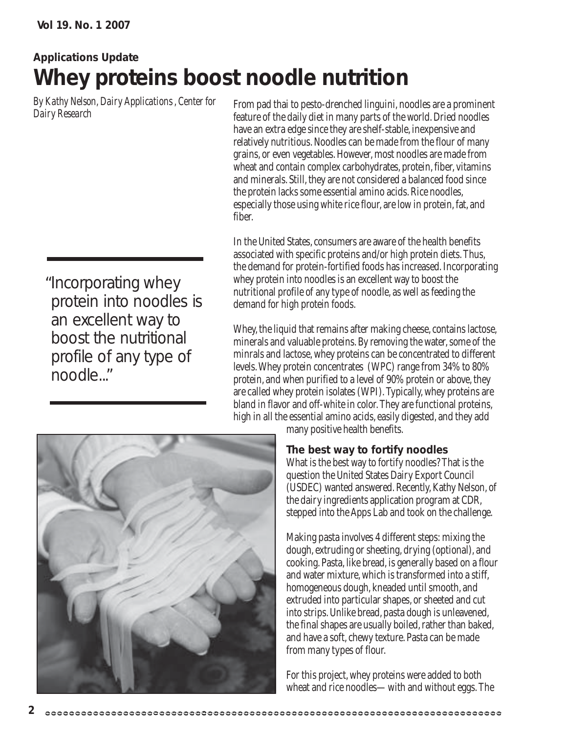**Applications Update**

# Whey proteins boost noodle nutrition

*By Kathy Nelson, Dairy Applications , Center for Dairy Research*

From pad thai to pesto-drenched linguini, noodles are a prominent feature of the daily diet in many parts of the world. Dried noodles have an extra edge since they are shelf-stable, inexpensive and relatively nutritious. Noodles can be made from the flour of many grains, or even vegetables. However, most noodles are made from wheat and contain complex carbohydrates, protein, fiber, vitamins and minerals. Still, they are not considered a balanced food since the protein lacks some essential amino acids. Rice noodles, especially those using white rice flour, are low in protein, fat, and fiber.

In the United States, consumers are aware of the health benefits associated with specific proteins and/or high protein diets. Thus, the demand for protein-fortified foods has increased. Incorporating whey protein into noodles is an excellent way to boost the nutritional profile of any type of noodle, as well as feeding the demand for high protein foods.

> "Incorporating whey protein into noodles is an excellent way to boost the nutritional profile of any type of noodle..."

Whey, the liquid that remains after making cheese, contains lactose, minerals and valuable proteins. By removing the water, some of the minrals and lactose, whey proteins can be concentrated to different levels. Whey protein concentrates (WPC) range from 34% to 80% protein, and when purified to a level of 90% protein or above, they are called whey protein isolates (WPI). Typically, whey proteins are bland in flavor and off-white in color. They are functional proteins, high in all the essential amino acids, easily digested, and they add many positive health benefits.

### The best way to fortify noodles

What is the best way to fortify noodles? That is the question the United States Dairy Export Council (USDEC) wanted answered. Recently, Kathy Nelson, of the dairy ingredients application program at CDR, stepped into the Apps Lab and took on the challenge.

Making pasta involves 4 different steps: mixing the dough, extruding or sheeting, drying (optional), and cooking. Pasta, like bread, is generally based on a flour and water mixture, which is transformed into a stiff, homogeneous dough, kneaded until smooth, and extruded into particular shapes, or sheeted and cut into strips. Unlike bread, pasta dough is unleavened, the final shapes are usually boiled, rather than baked, and have a soft, chewy texture. Pasta can be made from many types of flour.

For this project, whey proteins were added to both wheat and rice noodles— with and without eggs. The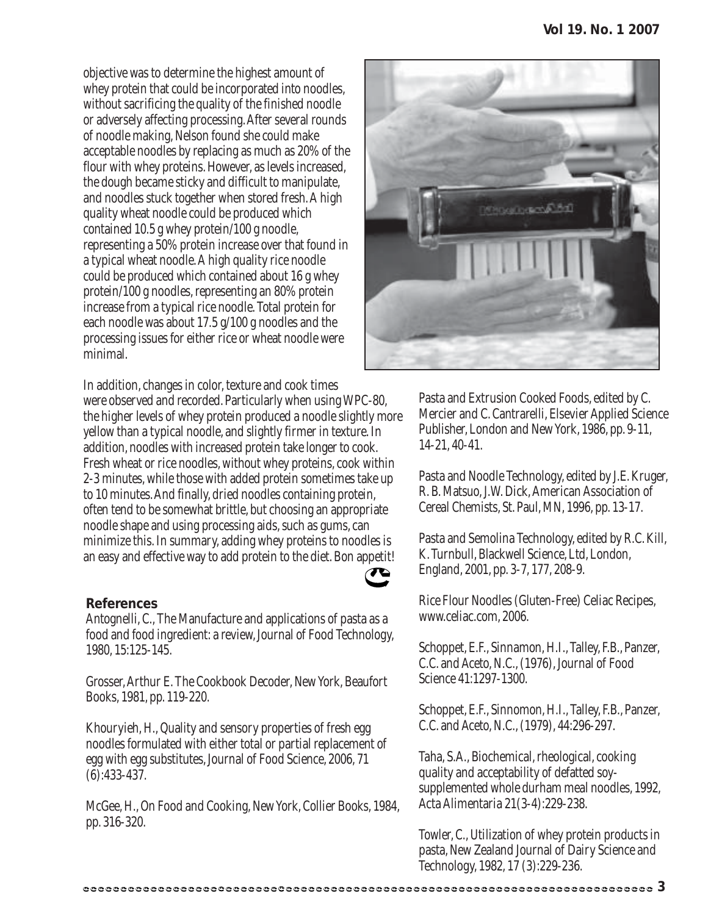objective was to determine the highest amount of whey protein that could be incorporated into noodles, without sacrificing the quality of the finished noodle or adversely affecting processing. After several rounds of noodle making, Nelson found she could make acceptable noodles by replacing as much as 20% of the flour with whey proteins. However, as levels increased, the dough became sticky and difficult to manipulate, and noodles stuck together when stored fresh. A high quality wheat noodle could be produced which contained 10.5 g whey protein/100 g noodle, representing a 50% protein increase over that found in a typical wheat noodle. A high quality rice noodle could be produced which contained about 16 g whey protein/100 g noodles, representing an 80% protein increase from a typical rice noodle. Total protein for each noodle was about 17.5 g/100 g noodles and the processing issues for either rice or wheat noodle were minimal.

In addition, changes in color, texture and cook times were observed and recorded. Particularly when using WPC-80, the higher levels of whey protein produced a noodle slightly more yellow than a typical noodle, and slightly firmer in texture. In addition, noodles with increased protein take longer to cook. Fresh wheat or rice noodles, without whey proteins, cook within 2-3 minutes, while those with added protein sometimes take up to 10 minutes. And finally, dried noodles containing protein, often tend to be somewhat brittle, but choosing an appropriate noodle shape and using processing aids, such as gums, can minimize this. In summary, adding whey proteins to noodles is an easy and effective way to add protein to the diet. Bon appetit!

### References

Antognelli, C., The Manufacture and applications of pasta as a food and food ingredient: a review, Journal of Food Technology, 1980, 15:125-145.

Grosser, Arthur E. The Cookbook Decoder, New York, Beaufort Books, 1981, pp. 119-220.

Khouryieh, H., Quality and sensory properties of fresh egg noodles formulated with either total or partial replacement of egg with egg substitutes, Journal of Food Science, 2006, 71 (6):433-437.

McGee, H., On Food and Cooking, New York, Collier Books, 1984, pp. 316-320.

Pasta and Extrusion Cooked Foods, edited by C. Mercier and C. Cantrarelli, Elsevier Applied Science Publisher, London and New York, 1986, pp. 9-11, 14-21, 40-41.

Pasta and Noodle Technology, edited by J.E. Kruger, R. B. Matsuo, J.W. Dick, American Association of Cereal Chemists, St. Paul, MN, 1996, pp. 13-17.

Pasta and Semolina Technology, edited by R.C. Kill, K. Turnbull, Blackwell Science, Ltd, London, England, 2001, pp. 3-7, 177, 208-9.

Rice Flour Noodles (Gluten-Free) Celiac Recipes, www.celiac.com, 2006.

Schoppet, E.F., Sinnamon, H.I., Talley, F.B., Panzer, C.C. and Aceto, N.C., (1976), Journal of Food Science 41:1297-1300.

Schoppet, E.F., Sinnomon, H.I., Talley, F.B., Panzer, C.C. and Aceto, N.C., (1979), 44:296-297.

Taha, S.A., Biochemical, rheological, cooking quality and acceptability of defatted soy-supplemented whole durham meal noodles, 1992, Acta Alimentaria 21(3-4):229-238.

Towler, C., Utilization of whey protein products in pasta, New Zealand Journal of Dairy Science and Technology, 1982, 17 (3):229-236.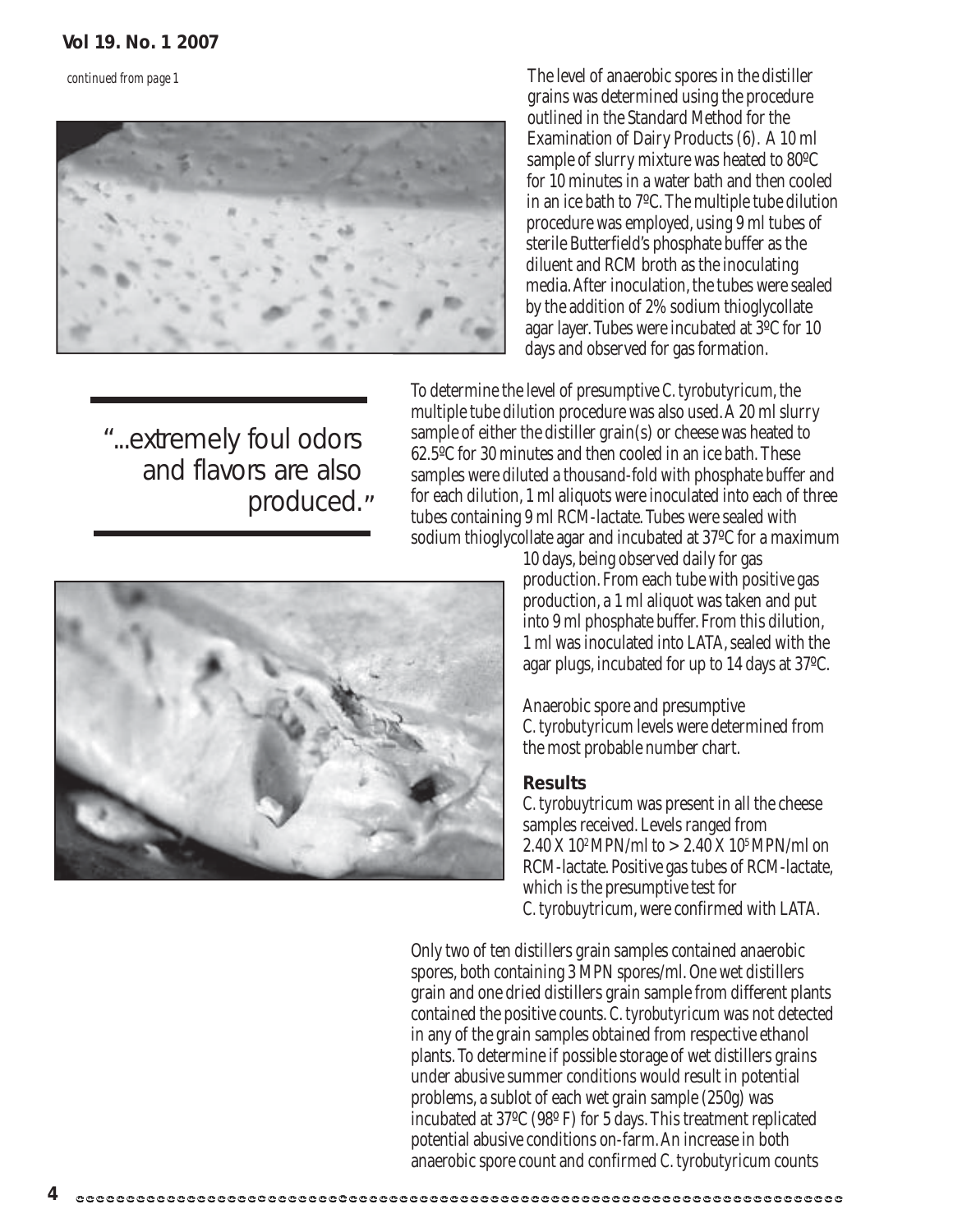*continued from page 1*

The level of anaerobic spores in the distiller grains was determined using the procedure outlined in the Standard Method for the Examination of Dairy Products (6). A 10 ml sample of slurry mixture was heated to 80ºC for 10 minutes in a water bath and then cooled in an ice bath to 7ºC. The multiple tube dilution procedure was employed, using 9 ml tubes of sterile Butterfield's phosphate buffer as the diluent and RCM broth as the inoculating media. After inoculation, the tubes were sealed by the addition of 2% sodium thioglycollate agar layer. Tubes were incubated at 3ºC for 10 days and observed for gas formation.

> "...extremely foul odors and flavors are also produced."

To determine the level of presumptive *C. tyrobutyricum*, the multiple tube dilution procedure was also used. A 20 ml slurry sample of either the distiller grain(s) or cheese was heated to 62.5ºC for 30 minutes and then cooled in an ice bath. These samples were diluted a thousand-fold with phosphate buffer and for each dilution, 1 ml aliquots were inoculated into each of three tubes containing 9 ml RCM-lactate. Tubes were sealed with sodium thioglycollate agar and incubated at 37ºC for a maximum 10 days, being observed daily for gas production. From each tube with positive gas production, a 1 ml aliquot was taken and put into 9 ml phosphate buffer. From this dilution, 1 ml was inoculated into LATA, sealed with the agar plugs, incubated for up to 14 days at 37ºC.

Anaerobic spore and presumptive *C. tyrobutyricum* levels were determined from the most probable number chart.

### Results

*C. tyrobuytricum* was present in all the cheese samples received. Levels ranged from $2.40 \times 10^2$ MPN/ml to $> 2.40 \times 10^5$ MPN/ml on RCM-lactate. Positive gas tubes of RCM-lactate, which is the presumptive test for *C. tyrobuytricum*, were confirmed with LATA.

Only two of ten distillers grain samples contained anaerobic spores, both containing 3 MPN spores/ml. One wet distillers grain and one dried distillers grain sample from different plants contained the positive counts. *C. tyrobutyricum* was not detected in any of the grain samples obtained from respective ethanol plants. To determine if possible storage of wet distillers grains under abusive summer conditions would result in potential problems, a sublot of each wet grain sample (250g) was incubated at 37ºC (98º F) for 5 days. This treatment replicated potential abusive conditions on-farm. An increase in both anaerobic spore count and confirmed *C. tyrobutyricum* counts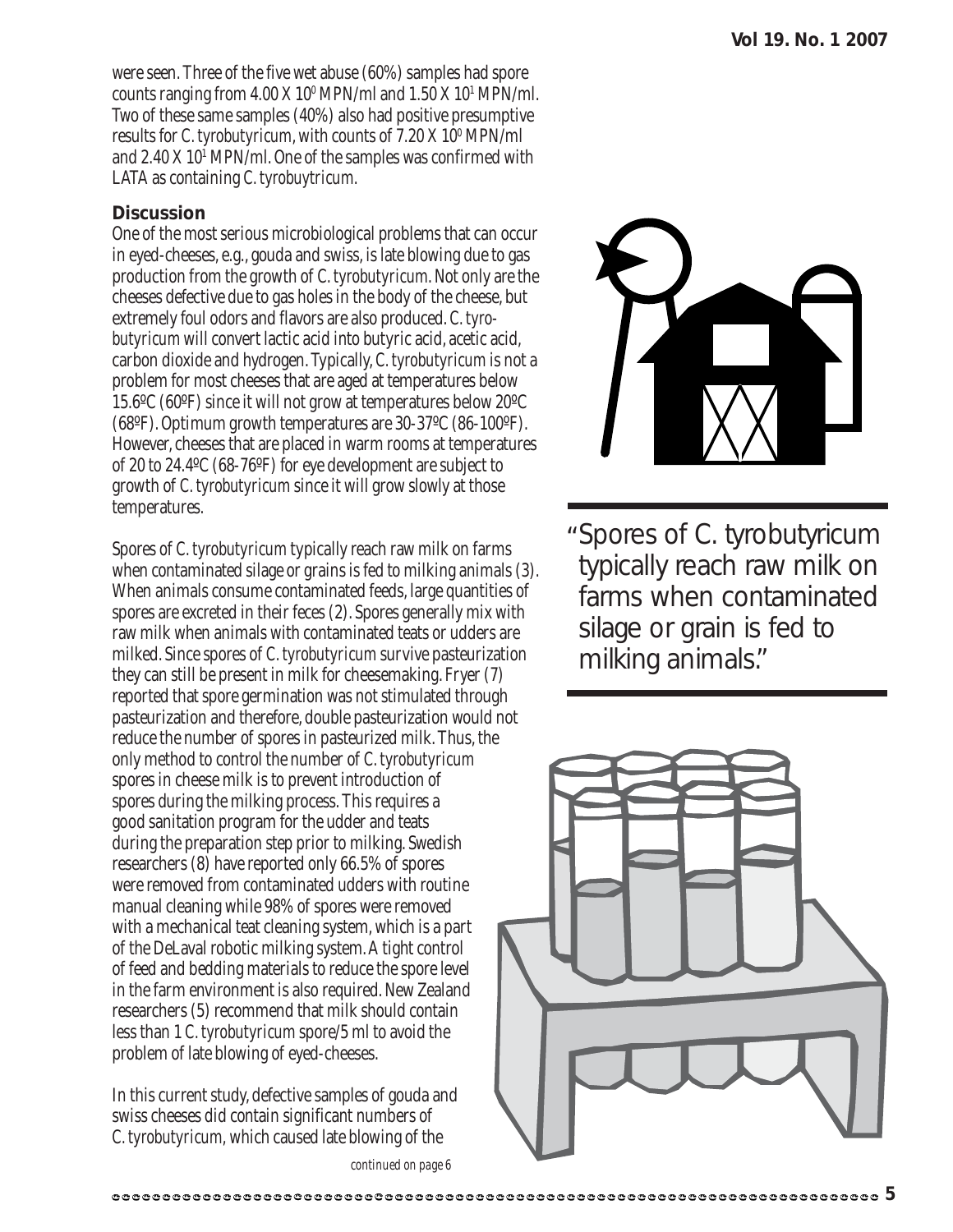were seen. Three of the five wet abuse (60%) samples had spore counts ranging from 4.00 X $10^0$ MPN/ml and 1.50 X $10^1$ MPN/ml. Two of these same samples (40%) also had positive presumptive results for *C. tyrobutyricum*, with counts of 7.20 X $10^0$ MPN/ml and 2.40 X $10^1$ MPN/ml. One of the samples was confirmed with LATA as containing *C. tyrobuytricum*.

## Discussion

One of the most serious microbiological problems that can occur in eyed-cheeses, e.g., gouda and swiss, is late blowing due to gas production from the growth of *C. tyrobutyricum*. Not only are the cheeses defective due to gas holes in the body of the cheese, but extremely foul odors and flavors are also produced. *C. tyrobutyricum* will convert lactic acid into butyric acid, acetic acid, carbon dioxide and hydrogen. Typically, *C. tyrobutyricum* is not a problem for most cheeses that are aged at temperatures below 15.6ºC (60ºF) since it will not grow at temperatures below 20ºC (68ºF). Optimum growth temperatures are 30-37ºC (86-100ºF). However, cheeses that are placed in warm rooms at temperatures of 20 to 24.4ºC (68-76ºF) for eye development are subject to growth of *C. tyrobutyricum* since it will grow slowly at those temperatures.

Spores of *C. tyrobutyricum* typically reach raw milk on farms when contaminated silage or grains is fed to milking animals (3). When animals consume contaminated feeds, large quantities of spores are excreted in their feces (2). Spores generally mix with raw milk when animals with contaminated teats or udders are milked. Since spores of *C. tyrobutyricum* survive pasteurization they can still be present in milk for cheesemaking. Fryer (7) reported that spore germination was not stimulated through pasteurization and therefore, double pasteurization would not reduce the number of spores in pasteurized milk. Thus, the only method to control the number of *C. tyrobutyricum* spores in cheese milk is to prevent introduction of spores during the milking process. This requires a good sanitation program for the udder and teats during the preparation step prior to milking. Swedish researchers (8) have reported only 66.5% of spores were removed from contaminated udders with routine manual cleaning while 98% of spores were removed with a mechanical teat cleaning system, which is a part of the DeLaval robotic milking system. A tight control of feed and bedding materials to reduce the spore level in the farm environment is also required. New Zealand researchers (5) recommend that milk should contain less than 1 *C. tyrobutyricum* spore/5 ml to avoid the problem of late blowing of eyed-cheeses.

> "Spores of C. tyrobutyricum typically reach raw milk on farms when contaminated silage or grain is fed to milking animals."

In this current study, defective samples of gouda and swiss cheeses did contain significant numbers of *C. tyrobutyricum*, which caused late blowing of the

*continued on page 6*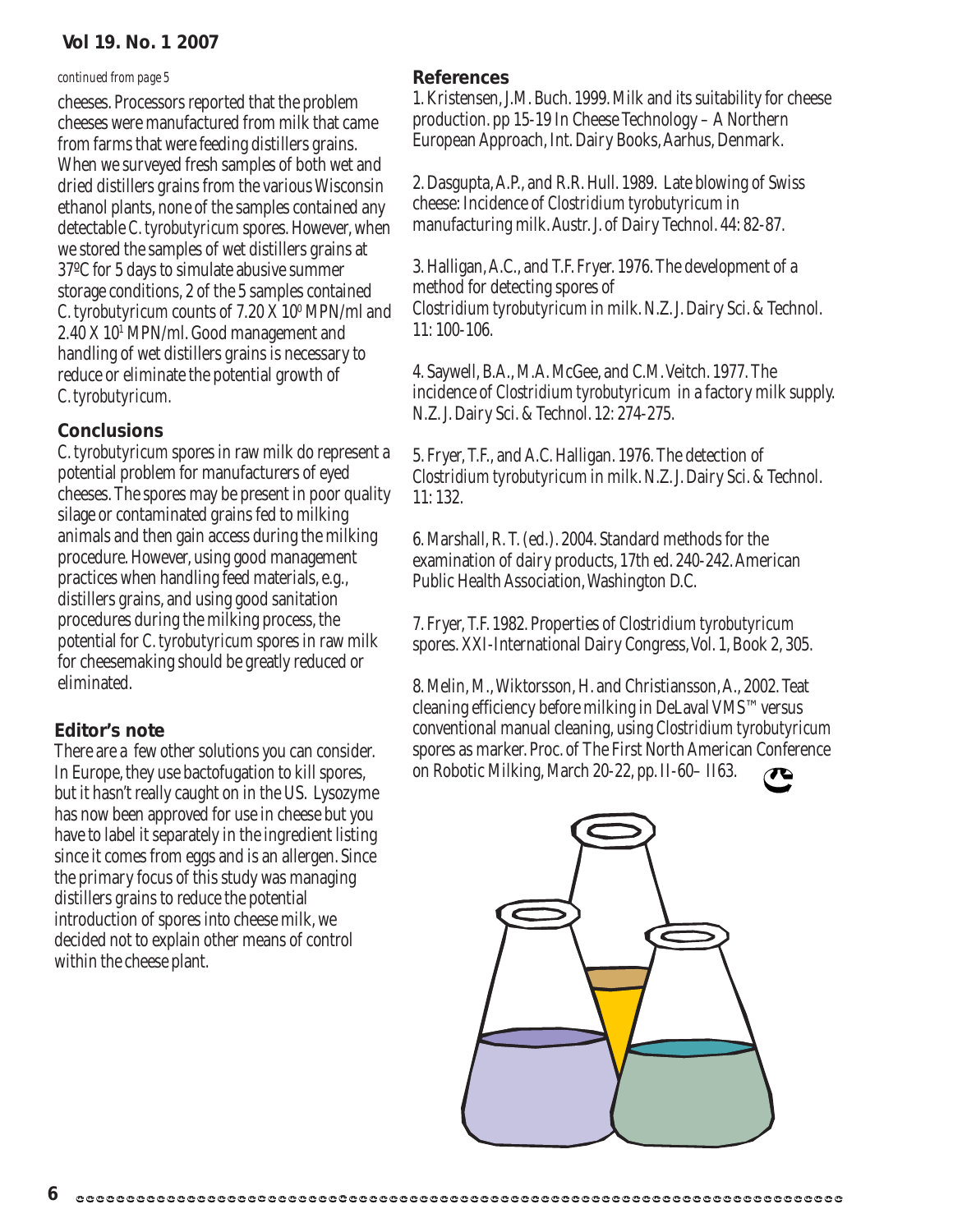*continued from page 5*

cheeses. Processors reported that the problem cheeses were manufactured from milk that came from farms that were feeding distillers grains. When we surveyed fresh samples of both wet and dried distillers grains from the various Wisconsin ethanol plants, none of the samples contained any detectable *C. tyrobutyricum* spores. However, when we stored the samples of wet distillers grains at 37ºC for 5 days to simulate abusive summer storage conditions, 2 of the 5 samples contained *C. tyrobutyricum* counts of $7.20 \times 10^0$ MPN/ml and $2.40 \times 10^1$ MPN/ml. Good management and handling of wet distillers grains is necessary to reduce or eliminate the potential growth of *C. tyrobutyricum*.

## Conclusions

*C. tyrobutyricum* spores in raw milk do represent a potential problem for manufacturers of eyed cheeses. The spores may be present in poor quality silage or contaminated grains fed to milking animals and then gain access during the milking procedure. However, using good management practices when handling feed materials, e.g., distillers grains, and using good sanitation procedures during the milking process, the potential for *C. tyrobutyricum* spores in raw milk for cheesemaking should be greatly reduced or eliminated.

## Editor's note

There are a few other solutions you can consider. In Europe, they use bactofugation to kill spores, but it hasn't really caught on in the US. Lysozyme has now been approved for use in cheese but you have to label it separately in the ingredient listing since it comes from eggs and is an allergen. Since the primary focus of this study was managing distillers grains to reduce the potential introduction of spores into cheese milk, we decided not to explain other means of control within the cheese plant.

## References

1. Kristensen, J.M. Buch. 1999. Milk and its suitability for cheese production. pp 15-19 In Cheese Technology – A Northern European Approach, Int. Dairy Books, Aarhus, Denmark.

2. Dasgupta, A.P., and R.R. Hull. 1989. Late blowing of Swiss cheese: Incidence of *Clostridium tyrobutyricum* in manufacturing milk. Austr. J. of Dairy Technol. 44: 82-87.

3. Halligan, A.C., and T.F. Fryer. 1976. The development of a method for detecting spores of *Clostridium tyrobutyricum* in milk. N.Z. J. Dairy Sci. & Technol. 11: 100-106.

4. Saywell, B.A., M.A. McGee, and C.M. Veitch. 1977. The incidence of *Clostridium tyrobutyricum* in a factory milk supply. N.Z. J. Dairy Sci. & Technol. 12: 274-275.

5. Fryer, T.F., and A.C. Halligan. 1976. The detection of *Clostridium tyrobutyricum* in milk. N.Z. J. Dairy Sci. & Technol. 11: 132.

6. Marshall, R. T. (ed.). 2004. Standard methods for the examination of dairy products, 17th ed. 240-242. American Public Health Association, Washington D.C.

7. Fryer, T.F. 1982. Properties of *Clostridium tyrobutyricum* spores. XXI-International Dairy Congress, Vol. 1, Book 2, 305.

8. Melin, M., Wiktorsson, H. and Christiansson, A., 2002. Teat cleaning efficiency before milking in DeLaval VMS™ versus conventional manual cleaning, using *Clostridium tyrobutyricum* spores as marker. Proc. of The First North American Conference on Robotic Milking, March 20-22, pp. II-60– II63.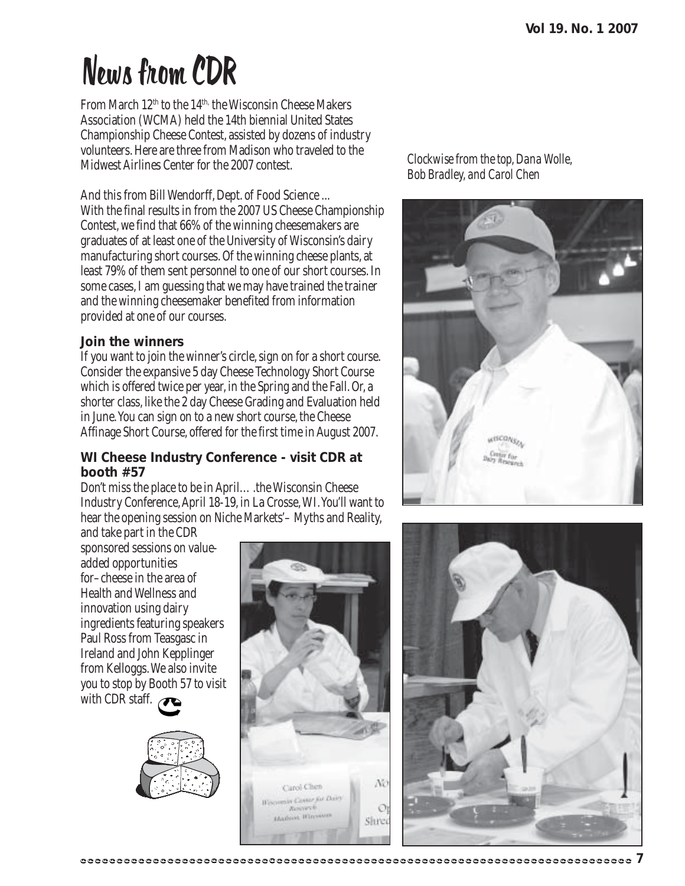# News from CDR

From March 12th to the 14th, the Wisconsin Cheese Makers Association (WCMA) held the 14th biennial United States Championship Cheese Contest, assisted by dozens of industry volunteers. Here are three from Madison who traveled to the Midwest Airlines Center for the 2007 contest.

And this from Bill Wendorff, Dept. of Food Science ...
With the final results in from the 2007 US Cheese Championship Contest, we find that 66% of the winning cheesemakers are graduates of at least one of the University of Wisconsin's dairy manufacturing short courses. Of the winning cheese plants, at least 79% of them sent personnel to one of our short courses. In some cases, I am guessing that we may have trained the trainer and the winning cheesemaker benefited from information provided at one of our courses.

**Join the winners**

If you want to join the winner's circle, sign on for a short course. Consider the expansive 5 day Cheese Technology Short Course which is offered twice per year, in the Spring and the Fall. Or, a shorter class, like the 2 day Cheese Grading and Evaluation held in June. You can sign on to a new short course, the Cheese Affinage Short Course, offered for the first time in August 2007.

**WI Cheese Industry Conference - visit CDR at booth #57**

Don't miss the place to be in April… .the Wisconsin Cheese Industry Conference, April 18-19, in La Crosse, WI. You'll want to hear the opening session on Niche Markets'– Myths and Reality, and take part in the CDR sponsored sessions on value-added opportunities for–cheese in the area of Health and Wellness and innovation using dairy ingredients featuring speakers Paul Ross from Teasgasc in Ireland and John Kepplinger from Kelloggs. We also invite you to stop by Booth 57 to visit with CDR staff.

*Clockwise from the top, Dana Wolle, Bob Bradley, and Carol Chen*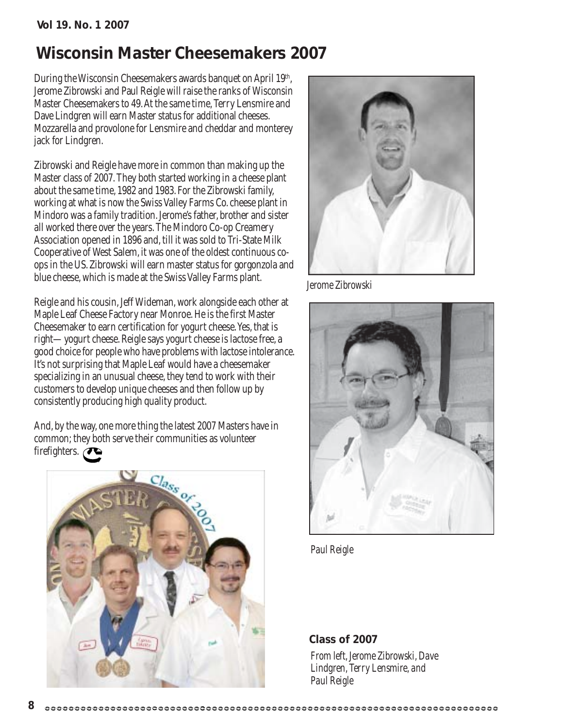# Wisconsin Master Cheesemakers 2007

During the Wisconsin Cheesemakers awards banquet on April 19th, Jerome Zibrowski and Paul Reigle will raise the ranks of Wisconsin Master Cheesemakers to 49. At the same time, Terry Lensmire and Dave Lindgren will earn Master status for additional cheeses. Mozzarella and provolone for Lensmire and cheddar and monterey jack for Lindgren.

Zibrowski and Reigle have more in common than making up the Master class of 2007. They both started working in a cheese plant about the same time, 1982 and 1983. For the Zibrowski family, working at what is now the Swiss Valley Farms Co. cheese plant in Mindoro was a family tradition. Jerome's father, brother and sister all worked there over the years. The Mindoro Co-op Creamery Association opened in 1896 and, till it was sold to Tri-State Milk Cooperative of West Salem, it was one of the oldest continuous co-ops in the US. Zibrowski will earn master status for gorgonzola and blue cheese, which is made at the Swiss Valley Farms plant.

Reigle and his cousin, Jeff Wideman, work alongside each other at Maple Leaf Cheese Factory near Monroe. He is the first Master Cheesemaker to earn certification for yogurt cheese. Yes, that is right— yogurt cheese. Reigle says yogurt cheese is lactose free, a good choice for people who have problems with lactose intolerance. It's not surprising that Maple Leaf would have a cheesemaker specializing in an unusual cheese, they tend to work with their customers to develop unique cheeses and then follow up by consistently producing high quality product.

And, by the way, one more thing the latest 2007 Masters have in common; they both serve their communities as volunteer firefighters.

Jerome Zibrowski

Paul Reigle

**Class of 2007**

*From left, Jerome Zibrowski, Dave Lindgren, Terry Lensmire, and Paul Reigle*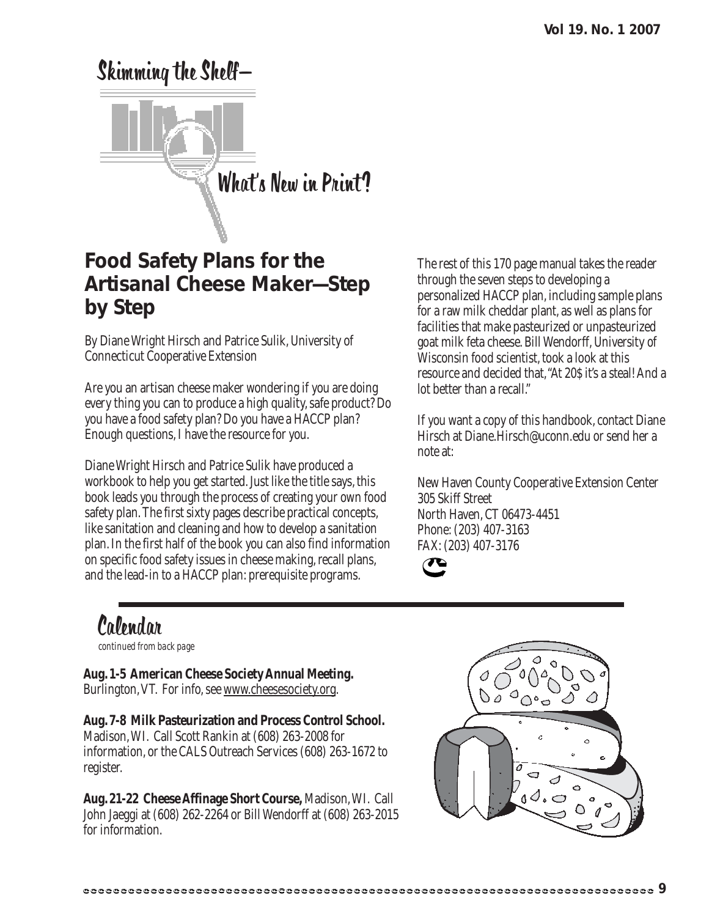# Skimming the Shelf—What's New in Print?

## Food Safety Plans for the Artisanal Cheese Maker—Step by Step

By Diane Wright Hirsch and Patrice Sulik, University of Connecticut Cooperative Extension

Are you an artisan cheese maker wondering if you are doing every thing you can to produce a high quality, safe product? Do you have a food safety plan? Do you have a HACCP plan? Enough questions, I have the resource for you.

Diane Wright Hirsch and Patrice Sulik have produced a workbook to help you get started. Just like the title says, this book leads you through the process of creating your own food safety plan. The first sixty pages describe practical concepts, like sanitation and cleaning and how to develop a sanitation plan. In the first half of the book you can also find information on specific food safety issues in cheese making, recall plans, and the lead-in to a HACCP plan: prerequisite programs.

The rest of this 170 page manual takes the reader through the seven steps to developing a personalized HACCP plan, including sample plans for a raw milk cheddar plant, as well as plans for facilities that make pasteurized or unpasteurized goat milk feta cheese. Bill Wendorff, University of Wisconsin food scientist, took a look at this resource and decided that, "At 20$ it's a steal! And a lot better than a recall."

If you want a copy of this handbook, contact Diane Hirsch at Diane.Hirsch@uconn.edu or send her a note at:

New Haven County Cooperative Extension Center
305 Skiff Street
North Haven, CT 06473-4451
Phone: (203) 407-3163
FAX: (203) 407-3176

# Calendar

*continued from back page*

**Aug. 1-5 American Cheese Society Annual Meeting.** Burlington, VT. For info, see www.cheesesociety.org.

**Aug. 7-8 Milk Pasteurization and Process Control School.** Madison, WI. Call Scott Rankin at (608) 263-2008 for information, or the CALS Outreach Services (608) 263-1672 to register.

**Aug. 21-22 Cheese Affinage Short Course,** Madison, WI. Call John Jaeggi at (608) 262-2264 or Bill Wendorff at (608) 263-2015 for information.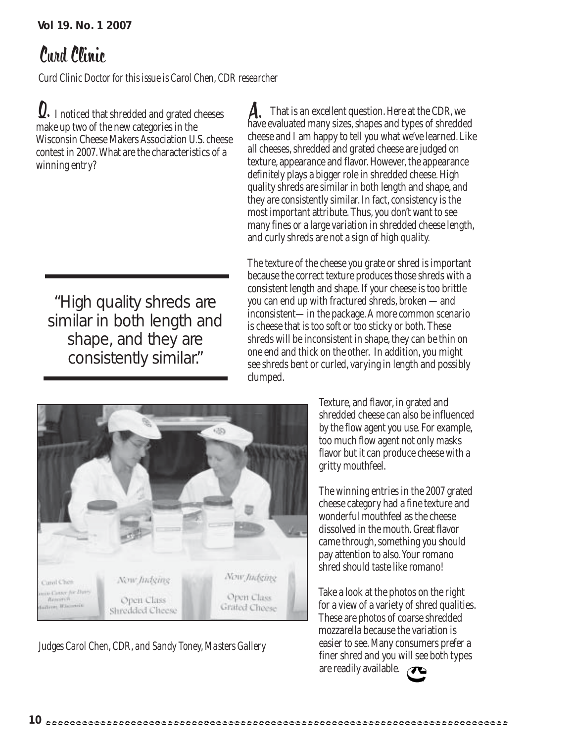# Curd Clinic

*Curd Clinic Doctor for this issue is Carol Chen, CDR researcher*

**Q.** I noticed that shredded and grated cheeses make up two of the new categories in the Wisconsin Cheese Makers Association U.S. cheese contest in 2007. What are the characteristics of a winning entry?

**A.** That is an excellent question. Here at the CDR, we have evaluated many sizes, shapes and types of shredded cheese and I am happy to tell you what we've learned. Like all cheeses, shredded and grated cheese are judged on texture, appearance and flavor. However, the appearance definitely plays a bigger role in shredded cheese. High quality shreds are similar in both length and shape, and they are consistently similar. In fact, consistency is the most important attribute. Thus, you don't want to see many fines or a large variation in shredded cheese length, and curly shreds are not a sign of high quality.

> "High quality shreds are similar in both length and shape, and they are consistently similar."

The texture of the cheese you grate or shred is important because the correct texture produces those shreds with a consistent length and shape. If your cheese is too brittle you can end up with fractured shreds, broken — and inconsistent— in the package. A more common scenario is cheese that is too soft or too sticky or both. These shreds will be inconsistent in shape, they can be thin on one end and thick on the other. In addition, you might see shreds bent or curled, varying in length and possibly clumped.

*Judges Carol Chen, CDR, and Sandy Toney, Masters Gallery*

Texture, and flavor, in grated and shredded cheese can also be influenced by the flow agent you use. For example, too much flow agent not only masks flavor but it can produce cheese with a gritty mouthfeel.

The winning entries in the 2007 grated cheese category had a fine texture and wonderful mouthfeel as the cheese dissolved in the mouth. Great flavor came through, something you should pay attention to also. Your romano shred should taste like romano!

Take a look at the photos on the right for a view of a variety of shred qualities. These are photos of coarse shredded mozzarella because the variation is easier to see. Many consumers prefer a finer shred and you will see both types are readily available.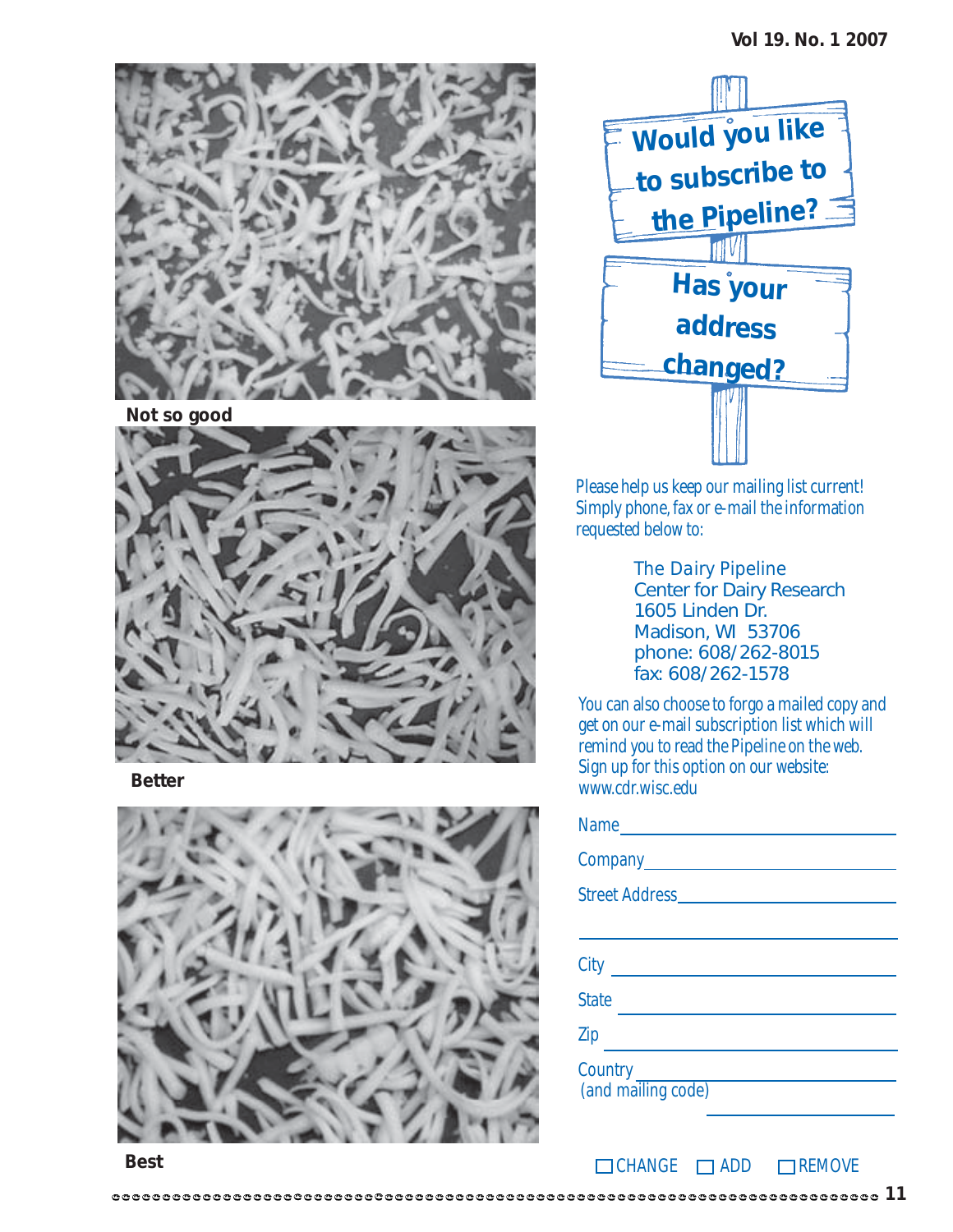Not so good

Better

Best

# Would you like to subscribe to the Pipeline?

# Has your address changed?

*Please help us keep our mailing list current! Simply phone, fax or e-mail the information requested below to:*

The Dairy Pipeline
Center for Dairy Research
1605 Linden Dr.
Madison, WI  53706
phone: 608/262-8015
fax: 608/262-1578

*You can also choose to forgo a mailed copy and get on our e-mail subscription list which will remind you to read the Pipeline on the web. Sign up for this option on our website: www.cdr.wisc.edu*

Name \_\_\_\_\_\_\_\_\_\_\_\_\_\_\_\_\_\_\_\_\_\_\_\_\_\_\_\_

Company \_\_\_\_\_\_\_\_\_\_\_\_\_\_\_\_\_\_\_\_\_\_\_\_\_\_\_\_

Street Address \_\_\_\_\_\_\_\_\_\_\_\_\_\_\_\_\_\_\_\_\_\_\_\_\_\_\_\_

\_\_\_\_\_\_\_\_\_\_\_\_\_\_\_\_\_\_\_\_\_\_\_\_\_\_\_\_

City \_\_\_\_\_\_\_\_\_\_\_\_\_\_\_\_\_\_\_\_\_\_\_\_\_\_\_\_

State \_\_\_\_\_\_\_\_\_\_\_\_\_\_\_\_\_\_\_\_\_\_\_\_\_\_\_\_

Zip \_\_\_\_\_\_\_\_\_\_\_\_\_\_\_\_\_\_\_\_\_\_\_\_\_\_\_\_

Country (and mailing code) \_\_\_\_\_\_\_\_\_\_\_\_\_\_\_\_\_\_\_\_\_\_\_\_\_\_\_\_

☐ CHANGE ☐ ADD ☐ REMOVE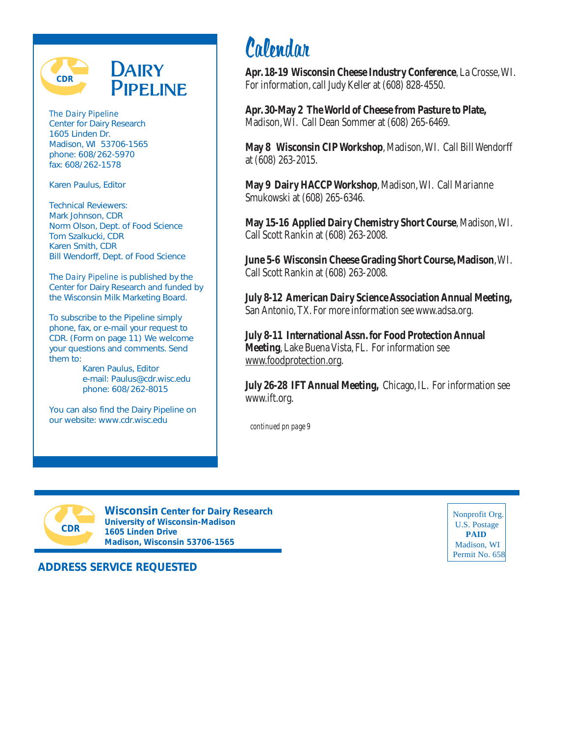# Dairy Pipeline

*The Dairy Pipeline*
Center for Dairy Research
1605 Linden Dr.
Madison, WI 53706-1565
phone: 608/262-5970
fax: 608/262-1578

Karen Paulus, Editor

Technical Reviewers:
Mark Johnson, CDR
Norm Olson, Dept. of Food Science
Tom Szalkucki, CDR
Karen Smith, CDR
Bill Wendorff, Dept. of Food Science

The *Dairy Pipeline* is published by the Center for Dairy Research and funded by the Wisconsin Milk Marketing Board.

To subscribe to the Pipeline simply phone, fax, or e-mail your request to CDR. (Form on page 11) We welcome your questions and comments. Send them to:

Karen Paulus, Editor
e-mail: Paulus@cdr.wisc.edu
phone: 608/262-8015

You can also find the Dairy Pipeline on our website: www.cdr.wisc.edu

# Calendar

**Apr. 18-19 Wisconsin Cheese Industry Conference**, La Crosse, WI. For information, call Judy Keller at (608) 828-4550.

**Apr. 30-May 2 The World of Cheese from Pasture to Plate,** Madison, WI. Call Dean Sommer at (608) 265-6469.

**May 8 Wisconsin CIP Workshop**, Madison, WI. Call Bill Wendorff at (608) 263-2015.

**May 9 Dairy HACCP Workshop**, Madison, WI. Call Marianne Smukowski at (608) 265-6346.

**May 15-16 Applied Dairy Chemistry Short Course**, Madison, WI. Call Scott Rankin at (608) 263-2008.

**June 5-6 Wisconsin Cheese Grading Short Course, Madison**, WI. Call Scott Rankin at (608) 263-2008.

**July 8-12 American Dairy Science Association Annual Meeting,** San Antonio, TX. For more information see www.adsa.org.

**July 8-11 International Assn. for Food Protection Annual Meeting**, Lake Buena Vista, FL. For information see www.foodprotection.org.

**July 26-28 IFT Annual Meeting,** Chicago, IL. For information see www.ift.org.

*continued pn page 9*

**Wisconsin Center for Dairy Research**
**University of Wisconsin-Madison**
**1605 Linden Drive**
**Madison, Wisconsin 53706-1565**

**ADDRESS SERVICE REQUESTED**

Nonprofit Org.
U.S. Postage
**PAID**
Madison, WI
Permit No. 658